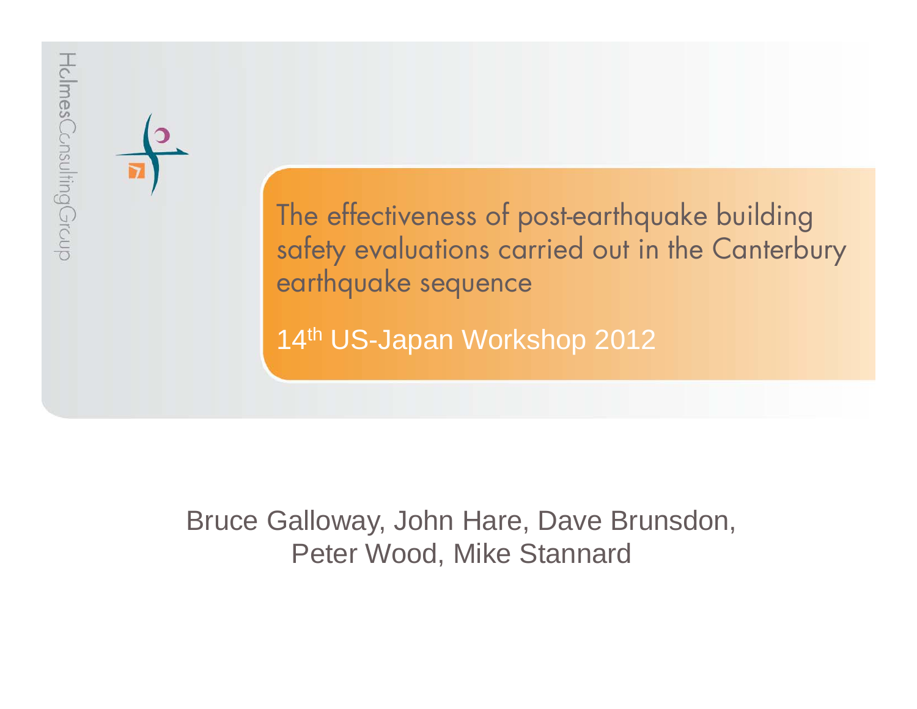HolmesConsultingGroup

# The effectiveness of post-earthquake building safety evaluations carried out in the Canterbury earthquake sequence

14th US-Japan Workshop 2012

Bruce Galloway, John Hare, Dave Brunsdon, Peter Wood, Mike Stannard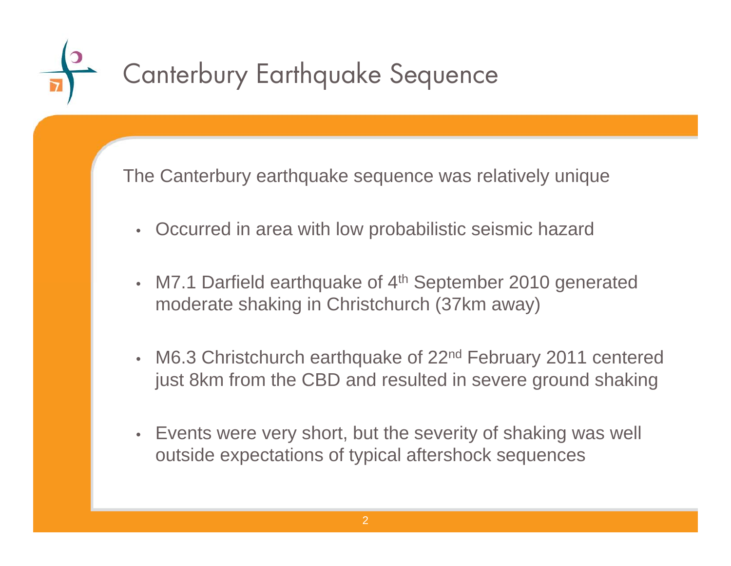# Canterbury Earthquake Sequence

The Canterbury earthquake sequence was relatively unique

- Occurred in area with low probabilistic seismic hazard
- M7.1 Darfield earthquake of 4th September 2010 generated moderate shaking in Christchurch (37km away)
- M6.3 Christchurch earthquake of 22nd February 2011 centered just 8km from the CBD and resulted in severe ground shaking
- Events were very short, but the severity of shaking was well outside expectations of typical aftershock sequences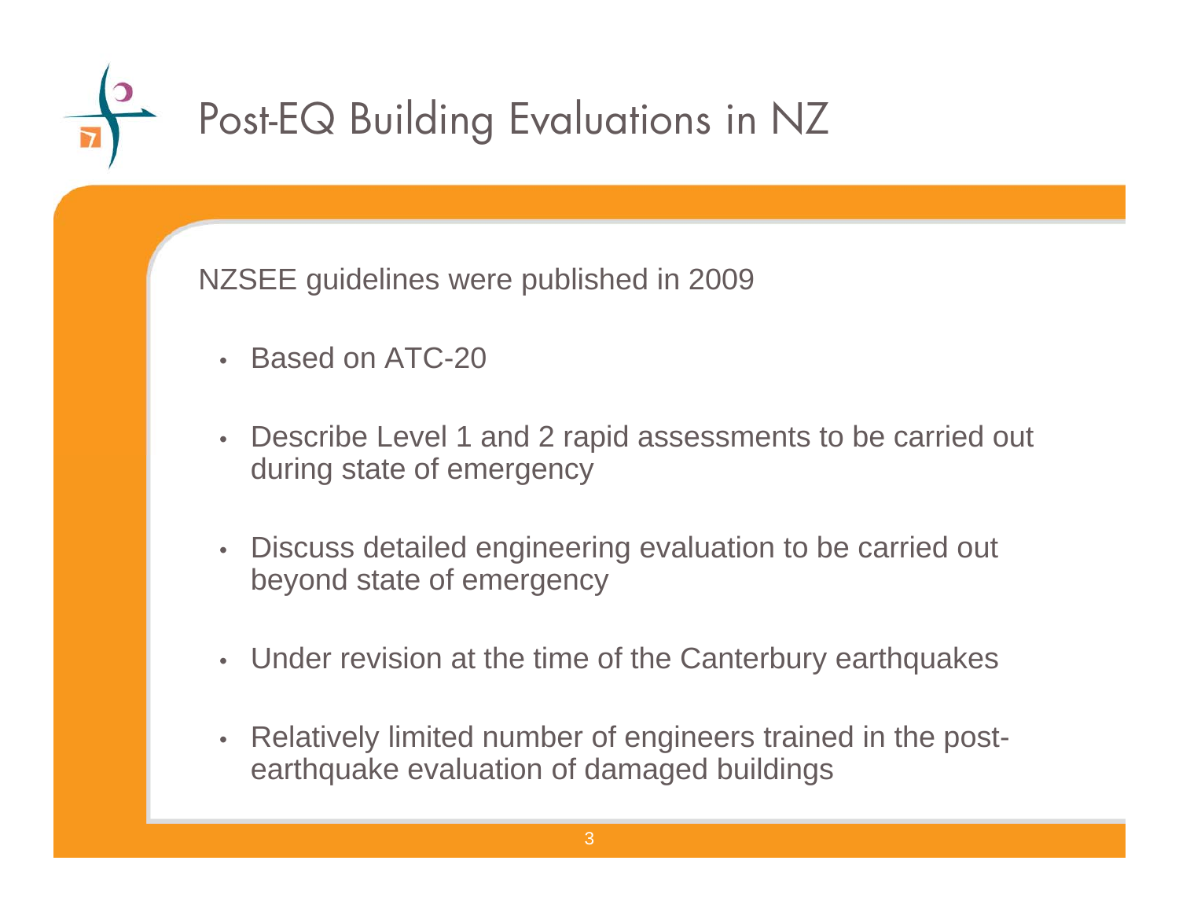# Post-EQ Building Evaluations in NZ

NZSEE guidelines were published in 2009

- Based on ATC-20
- Describe Level 1 and 2 rapid assessments to be carried out during state of emergency
- Discuss detailed engineering evaluation to be carried out beyond state of emergency
- Under revision at the time of the Canterbury earthquakes
- Relatively limited number of engineers trained in the post-earthquake evaluation of damaged buildings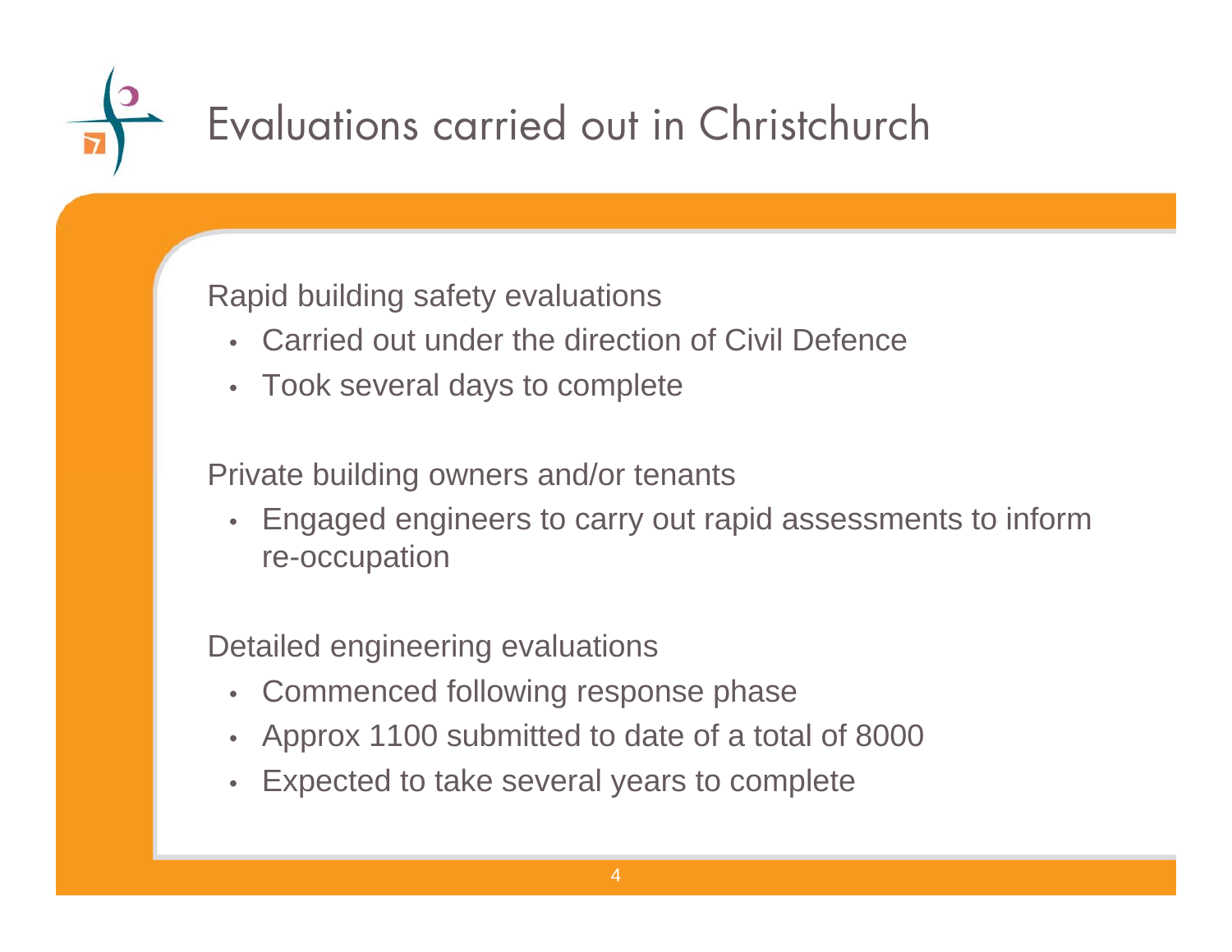# Evaluations carried out in Christchurch

Rapid building safety evaluations

- Carried out under the direction of Civil Defence
- Took several days to complete

Private building owners and/or tenants

- Engaged engineers to carry out rapid assessments to inform re-occupation

Detailed engineering evaluations

- Commenced following response phase
- Approx 1100 submitted to date of a total of 8000
- Expected to take several years to complete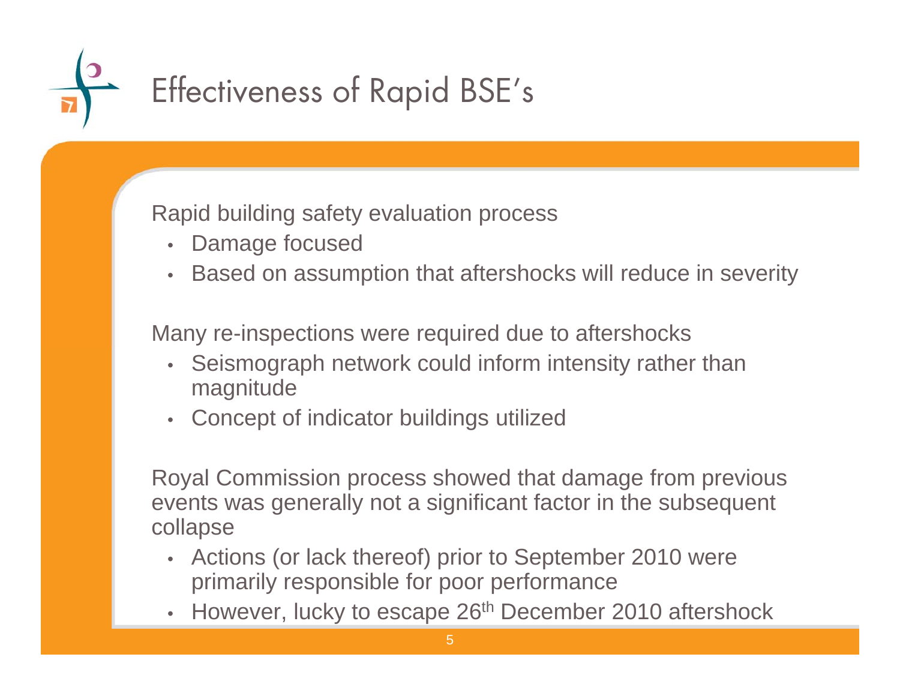# Effectiveness of Rapid BSE's

Rapid building safety evaluation process

- Damage focused
- Based on assumption that aftershocks will reduce in severity

Many re-inspections were required due to aftershocks

- Seismograph network could inform intensity rather than magnitude
- Concept of indicator buildings utilized

Royal Commission process showed that damage from previous events was generally not a significant factor in the subsequent collapse

- Actions (or lack thereof) prior to September 2010 were primarily responsible for poor performance
- However, lucky to escape 26th December 2010 aftershock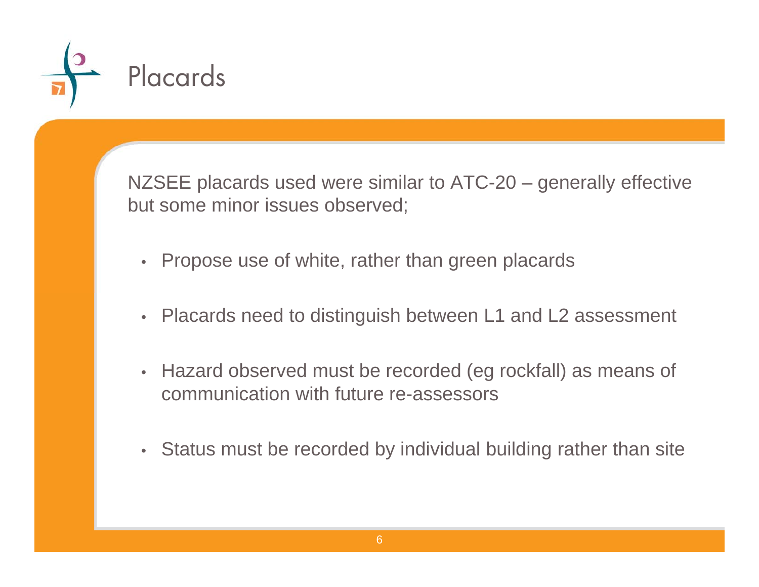# Placards

NZSEE placards used were similar to ATC-20 – generally effective but some minor issues observed;

- Propose use of white, rather than green placards
- Placards need to distinguish between L1 and L2 assessment
- Hazard observed must be recorded (eg rockfall) as means of communication with future re-assessors
- Status must be recorded by individual building rather than site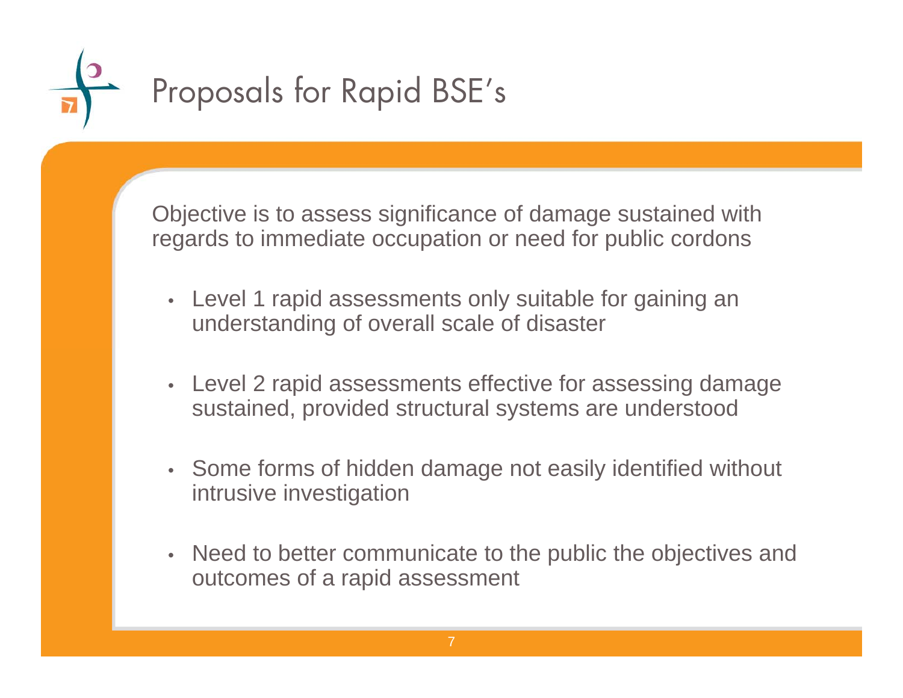# Proposals for Rapid BSE's

Objective is to assess significance of damage sustained with regards to immediate occupation or need for public cordons

- Level 1 rapid assessments only suitable for gaining an understanding of overall scale of disaster
- Level 2 rapid assessments effective for assessing damage sustained, provided structural systems are understood
- Some forms of hidden damage not easily identified without intrusive investigation
- Need to better communicate to the public the objectives and outcomes of a rapid assessment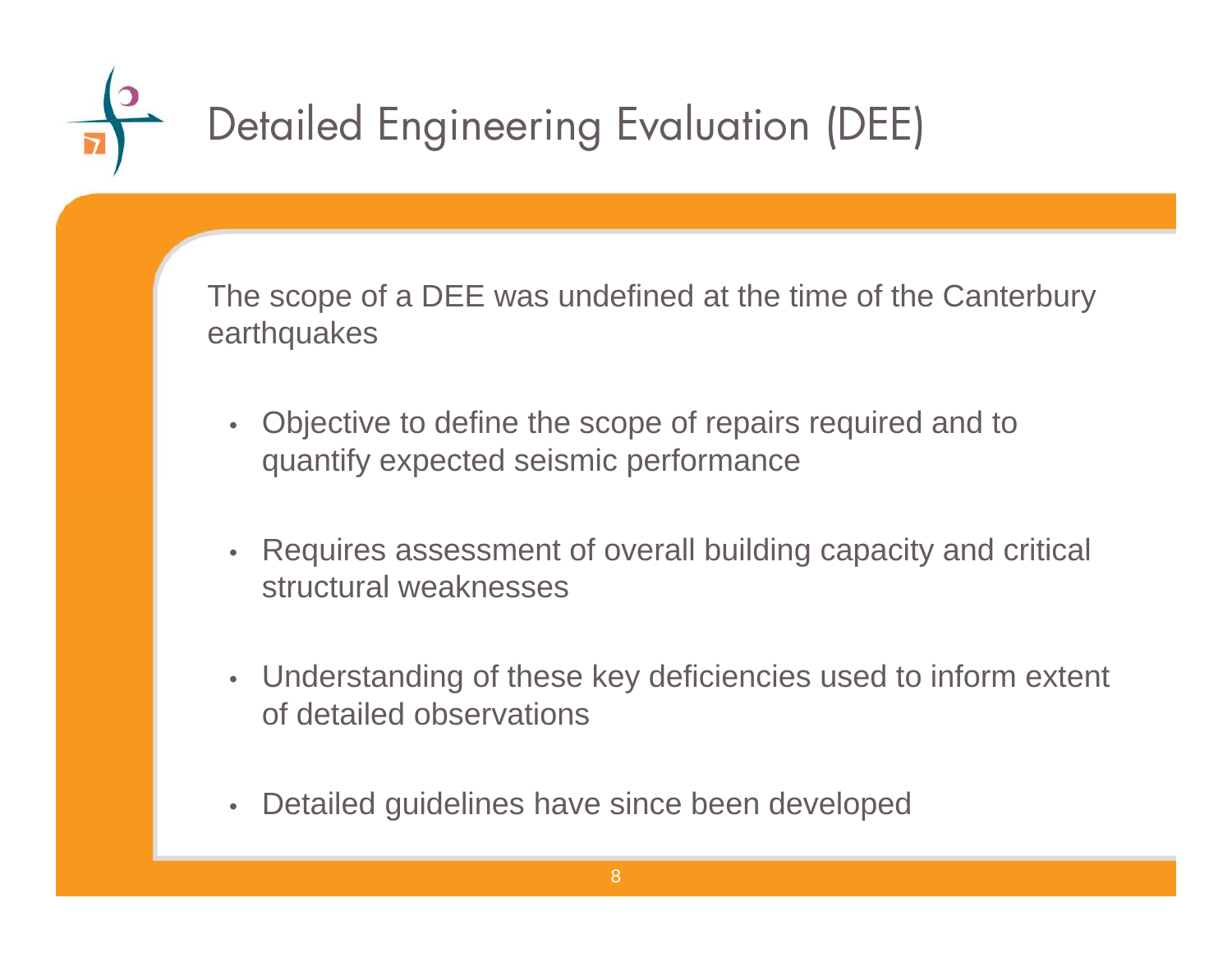# Detailed Engineering Evaluation (DEE)

The scope of a DEE was undefined at the time of the Canterbury earthquakes

- Objective to define the scope of repairs required and to quantify expected seismic performance
- Requires assessment of overall building capacity and critical structural weaknesses
- Understanding of these key deficiencies used to inform extent of detailed observations
- Detailed guidelines have since been developed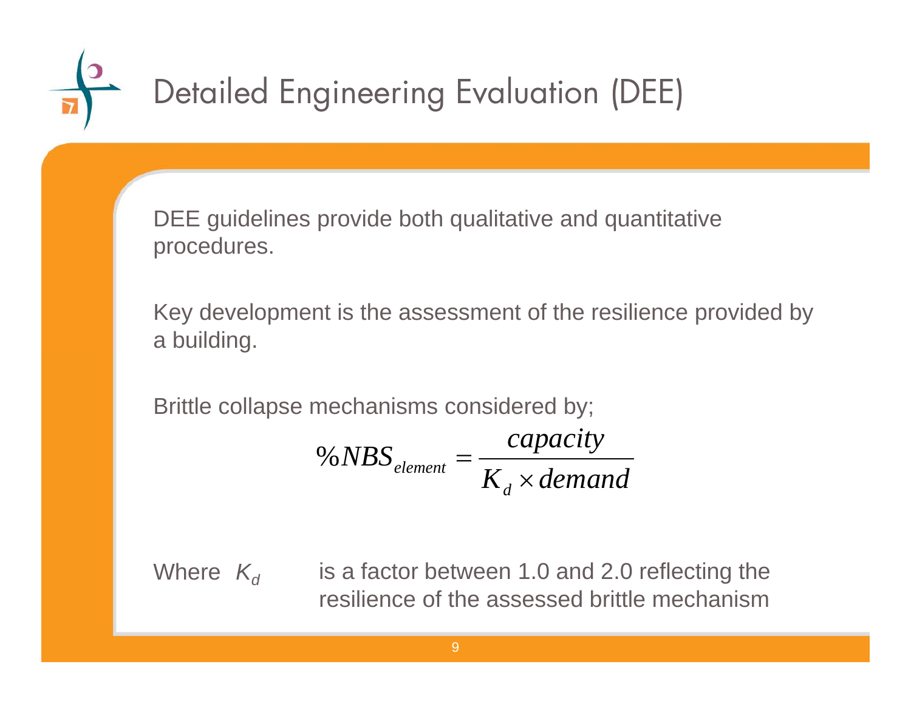# Detailed Engineering Evaluation (DEE)

DEE guidelines provide both qualitative and quantitative procedures.

Key development is the assessment of the resilience provided by a building.

Brittle collapse mechanisms considered by;

$$\%NBS_{element} = \frac{capacity}{K_d \times demand}$$

Where $K_d$ is a factor between 1.0 and 2.0 reflecting the resilience of the assessed brittle mechanism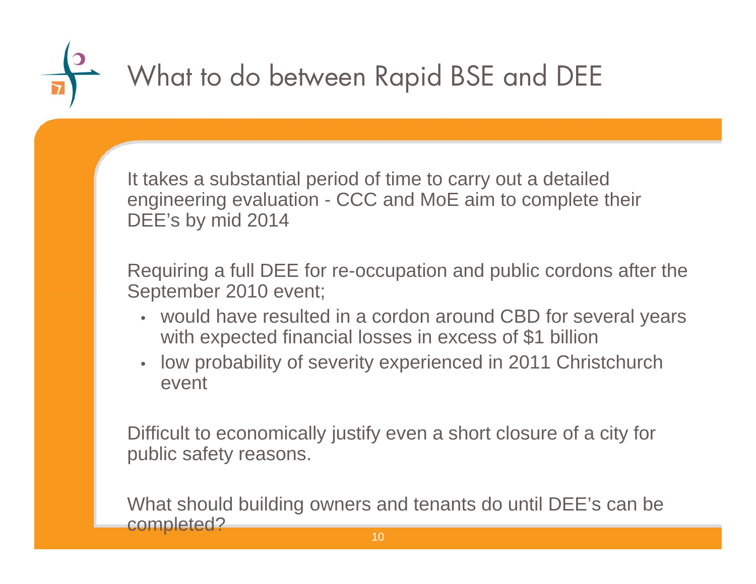# What to do between Rapid BSE and DEE

It takes a substantial period of time to carry out a detailed engineering evaluation - CCC and MoE aim to complete their DEE's by mid 2014

Requiring a full DEE for re-occupation and public cordons after the September 2010 event;

- would have resulted in a cordon around CBD for several years with expected financial losses in excess of $1 billion
- low probability of severity experienced in 2011 Christchurch event

Difficult to economically justify even a short closure of a city for public safety reasons.

What should building owners and tenants do until DEE's can be completed?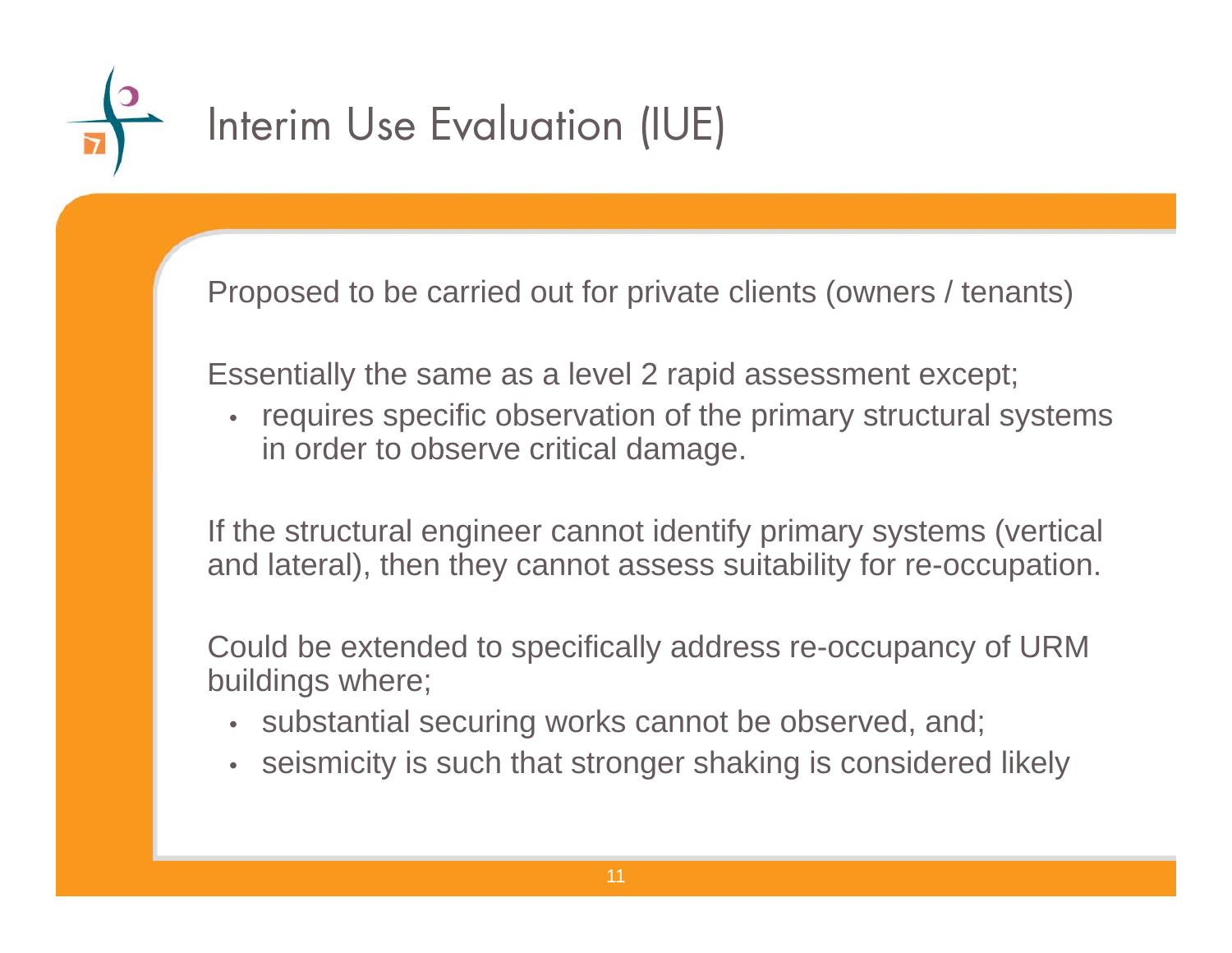# Interim Use Evaluation (IUE)

Proposed to be carried out for private clients (owners / tenants)

Essentially the same as a level 2 rapid assessment except;

- requires specific observation of the primary structural systems in order to observe critical damage.

If the structural engineer cannot identify primary systems (vertical and lateral), then they cannot assess suitability for re-occupation.

Could be extended to specifically address re-occupancy of URM buildings where;

- substantial securing works cannot be observed, and;
- seismicity is such that stronger shaking is considered likely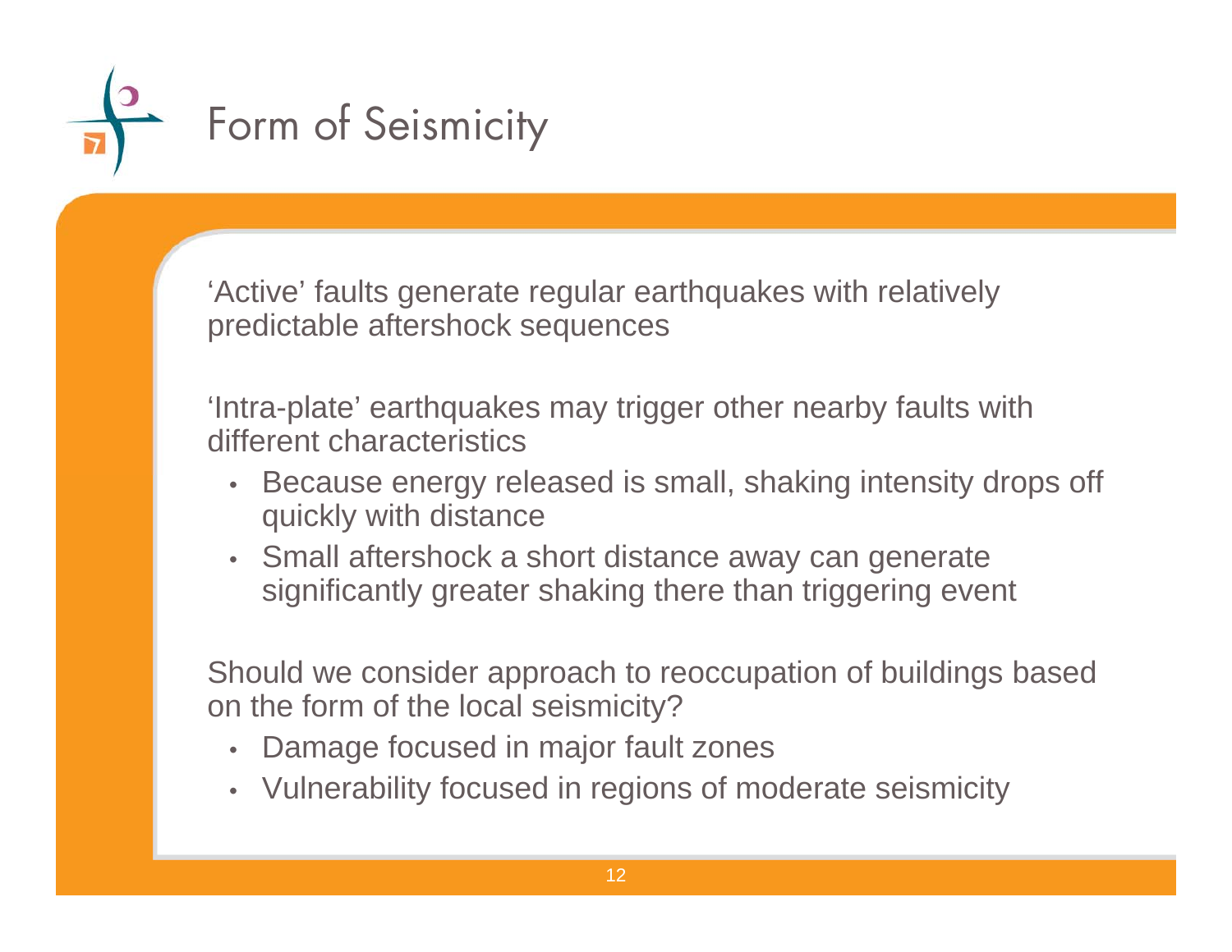# Form of Seismicity

'Active' faults generate regular earthquakes with relatively predictable aftershock sequences

'Intra-plate' earthquakes may trigger other nearby faults with different characteristics

- Because energy released is small, shaking intensity drops off quickly with distance
- Small aftershock a short distance away can generate significantly greater shaking there than triggering event

Should we consider approach to reoccupation of buildings based on the form of the local seismicity?

- Damage focused in major fault zones
- Vulnerability focused in regions of moderate seismicity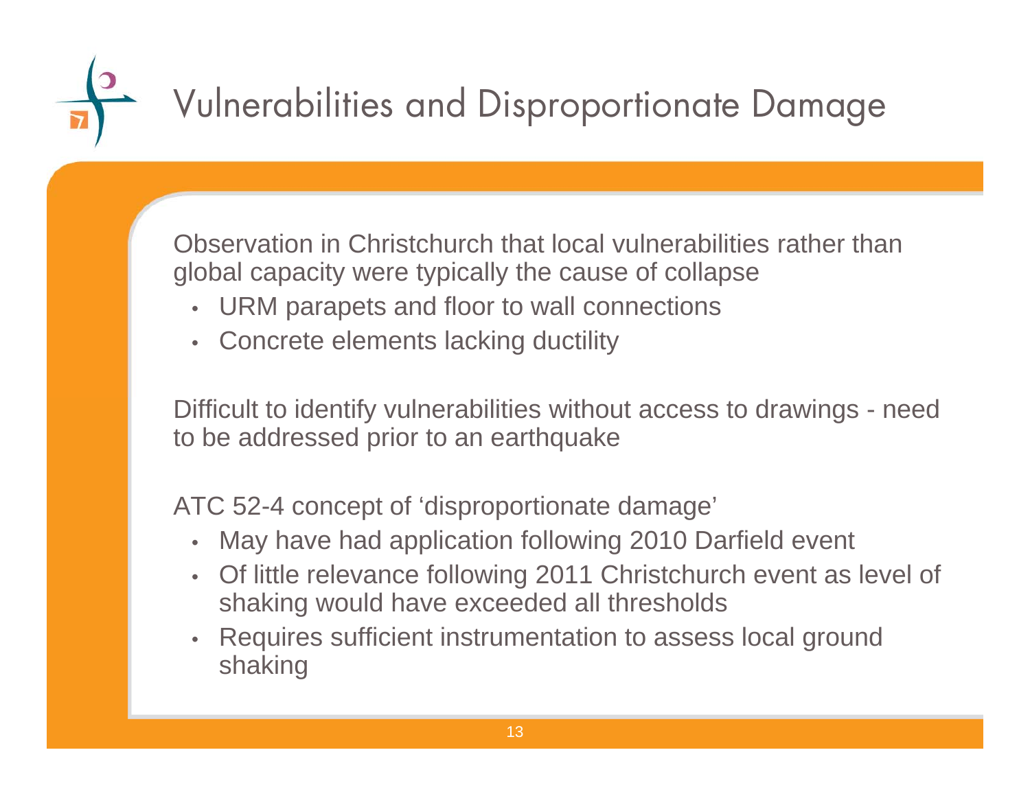# Vulnerabilities and Disproportionate Damage

Observation in Christchurch that local vulnerabilities rather than global capacity were typically the cause of collapse

- URM parapets and floor to wall connections
- Concrete elements lacking ductility

Difficult to identify vulnerabilities without access to drawings - need to be addressed prior to an earthquake

ATC 52-4 concept of 'disproportionate damage'

- May have had application following 2010 Darfield event
- Of little relevance following 2011 Christchurch event as level of shaking would have exceeded all thresholds
- Requires sufficient instrumentation to assess local ground shaking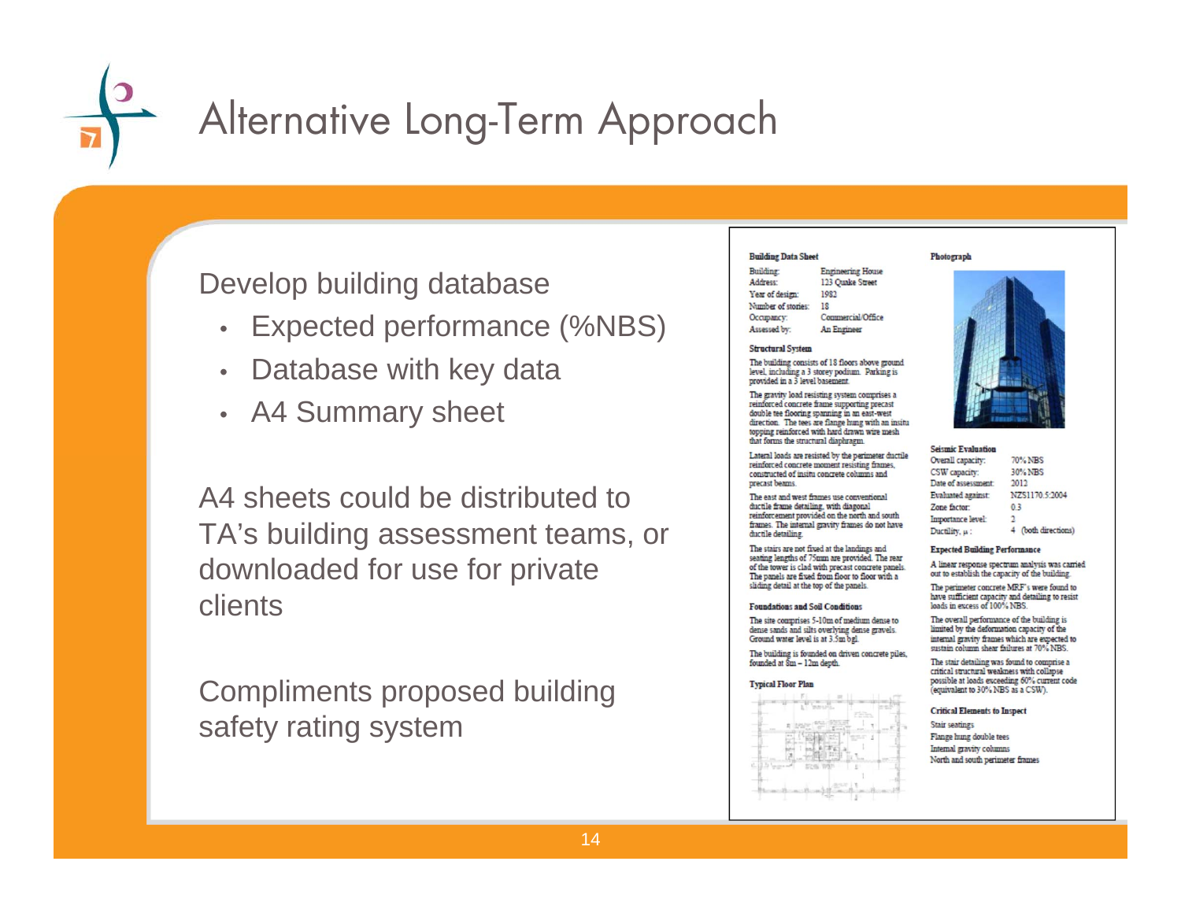# Alternative Long-Term Approach

Develop building database

- Expected performance (%NBS)
- Database with key data
- A4 Summary sheet

A4 sheets could be distributed to TA's building assessment teams, or downloaded for use for private clients

Compliments proposed building safety rating system

**Building Data Sheet**

| | |
|---|---|
| Building: | Engineering House |
| Address: | 123 Quake Street |
| Year of design: | 1982 |
| Number of stories: | 18 |
| Occupancy: | Commercial/Office |
| Assessed by: | An Engineer |

**Structural System**

The building consists of 18 floors above ground level, including a 3 storey podium. Parking is provided in a 3 level basement.

The gravity load resisting system comprises a reinforced concrete frame supporting precast double tee flooring spanning in an east-west direction. The tees are flange hung with an insitu topping reinforced with hard drawn wire mesh that forms the structural diaphragm.

Lateral loads are resisted by the perimeter ductile reinforced concrete moment resisting frames, constructed of insitu concrete columns and precast beams.

The east and west frames use conventional ductile frame detailing, with diagonal reinforcement provided on the north and south frames. The internal gravity frames do not have ductile detailing.

The stairs are not fixed at the landings and seating lengths of 75mm are provided. The rear of the tower is clad with precast concrete panels. The panels are fixed from floor to floor with a sliding detail at the top of the panels.

**Foundations and Soil Conditions**

The site comprises 5-10m of medium dense to dense sands and silts overlying dense gravels. Ground water level is at 3.5m bgl.

The building is founded on driven concrete piles, founded at 8m – 12m depth.

**Typical Floor Plan**

**Photograph**

**Seismic Evaluation**

| | |
|---|---|
| Overall capacity: | 70% NBS |
| CSW capacity: | 30% NBS |
| Date of assessment: | 2012 |
| Evaluated against: | NZS1170.5:2004 |
| Zone factor: | 0.3 |
| Importance level: | 2 |
| Ductility, $\mu$ : | 4 (both directions) |

**Expected Building Performance**

A linear response spectrum analysis was carried out to establish the capacity of the building.

The perimeter concrete MRF's were found to have sufficient capacity and detailing to resist loads in excess of 100% NBS.

The overall performance of the building is limited by the deformation capacity of the internal gravity frames which are expected to sustain column shear failures at 70% NBS.

The stair detailing was found to comprise a critical structural weakness with collapse possible at loads exceeding 60% current code (equivalent to 30% NBS as a CSW).

**Critical Elements to Inspect**

Stair seatings
Flange hung double tees
Internal gravity columns
North and south perimeter frames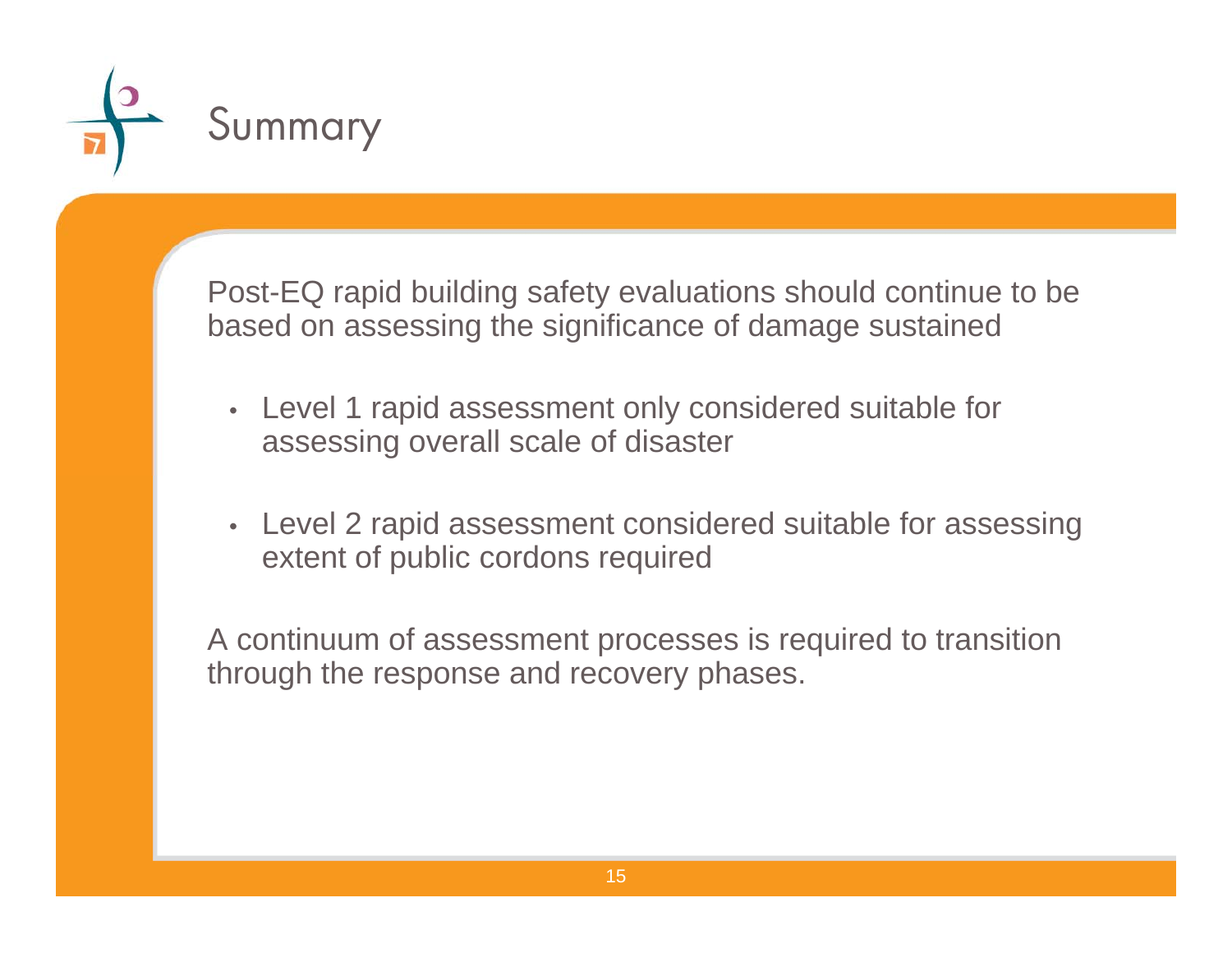# Summary

Post-EQ rapid building safety evaluations should continue to be based on assessing the significance of damage sustained

- Level 1 rapid assessment only considered suitable for assessing overall scale of disaster
- Level 2 rapid assessment considered suitable for assessing extent of public cordons required

A continuum of assessment processes is required to transition through the response and recovery phases.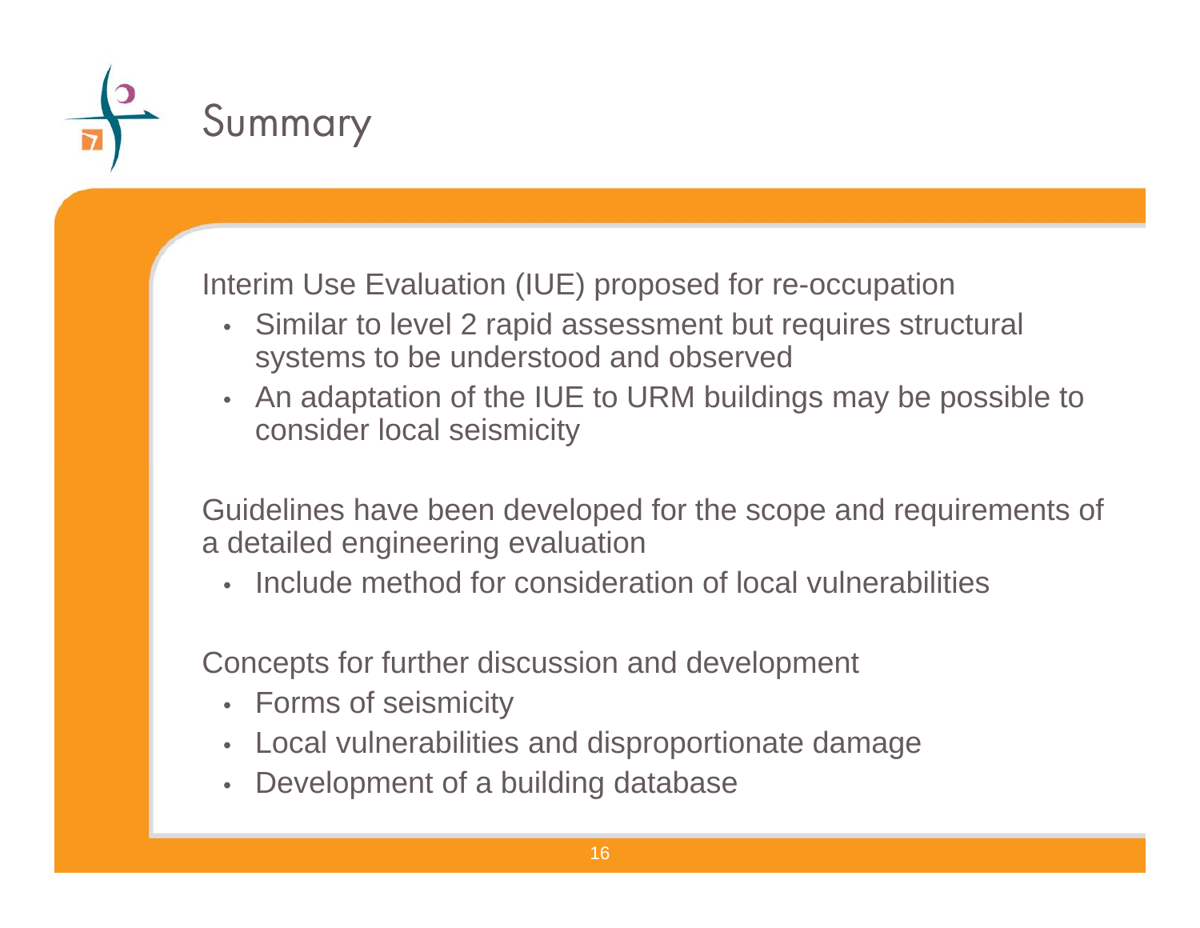# Summary

Interim Use Evaluation (IUE) proposed for re-occupation

- Similar to level 2 rapid assessment but requires structural systems to be understood and observed
- An adaptation of the IUE to URM buildings may be possible to consider local seismicity

Guidelines have been developed for the scope and requirements of a detailed engineering evaluation

- Include method for consideration of local vulnerabilities

Concepts for further discussion and development

- Forms of seismicity
- Local vulnerabilities and disproportionate damage
- Development of a building database